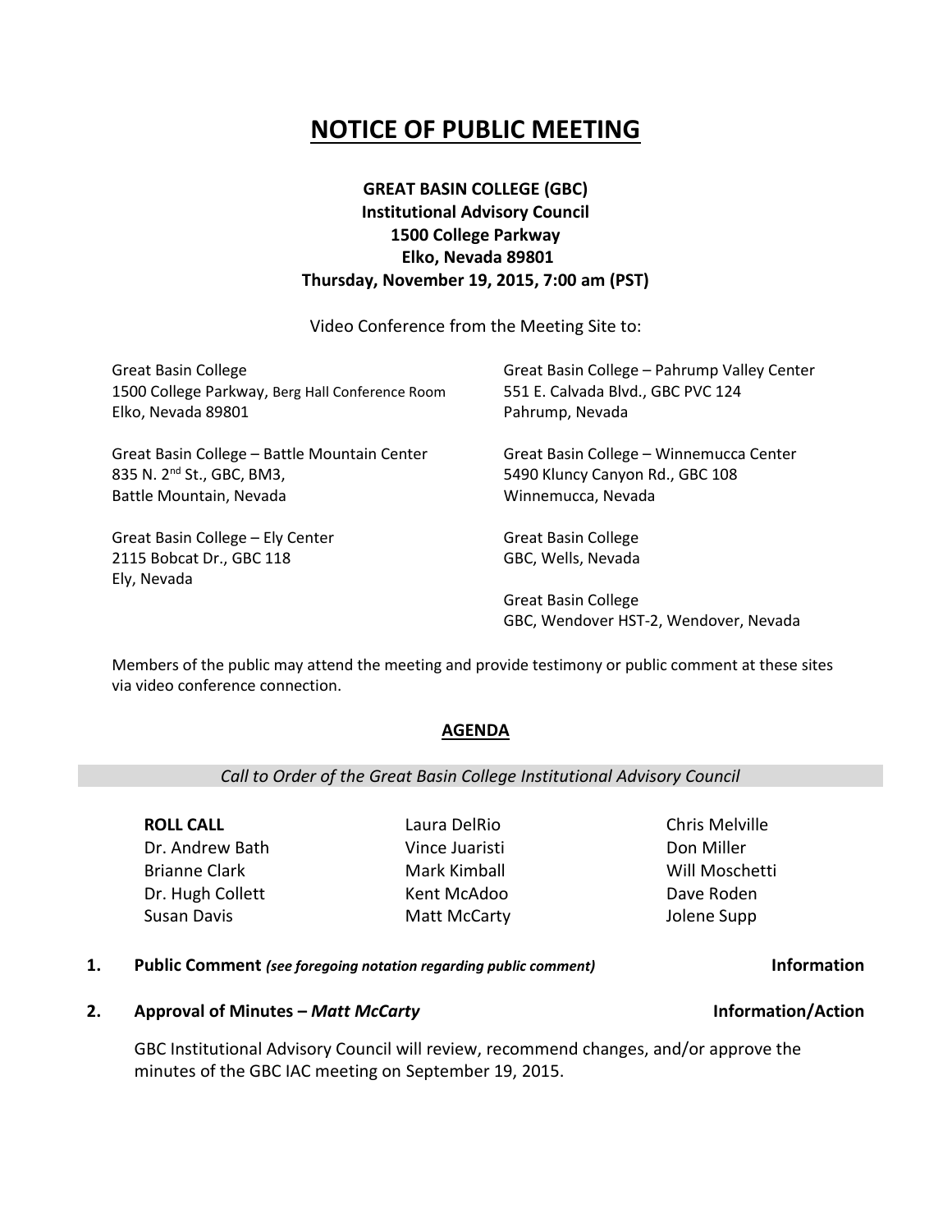# NOTICE OF PUBLIC MEETING

**GREAT BASIN COLLEGE (GBC)**
**Institutional Advisory Council**
**1500 College Parkway**
**Elko, Nevada 89801**
**Thursday, November 19, 2015, 7:00 am (PST)**

Video Conference from the Meeting Site to:

Great Basin College
1500 College Parkway, Berg Hall Conference Room
Elko, Nevada 89801

Great Basin College – Battle Mountain Center
835 N. 2nd St., GBC, BM3,
Battle Mountain, Nevada

Great Basin College – Ely Center
2115 Bobcat Dr., GBC 118
Ely, Nevada

Great Basin College – Pahrump Valley Center
551 E. Calvada Blvd., GBC PVC 124
Pahrump, Nevada

Great Basin College – Winnemucca Center
5490 Kluncy Canyon Rd., GBC 108
Winnemucca, Nevada

Great Basin College
GBC, Wells, Nevada

Great Basin College
GBC, Wendover HST-2, Wendover, Nevada

Members of the public may attend the meeting and provide testimony or public comment at these sites via video conference connection.

## AGENDA

*Call to Order of the Great Basin College Institutional Advisory Council*

**ROLL CALL**

- Dr. Andrew Bath
- Brianne Clark
- Dr. Hugh Collett
- Susan Davis
- Laura DelRio
- Vince Juaristi
- Mark Kimball
- Kent McAdoo
- Matt McCarty
- Chris Melville
- Don Miller
- Will Moschetti
- Dave Roden
- Jolene Supp

**1. Public Comment** *(see foregoing notation regarding public comment)* **Information**

**2. Approval of Minutes –** ***Matt McCarty*** **Information/Action**

GBC Institutional Advisory Council will review, recommend changes, and/or approve the minutes of the GBC IAC meeting on September 19, 2015.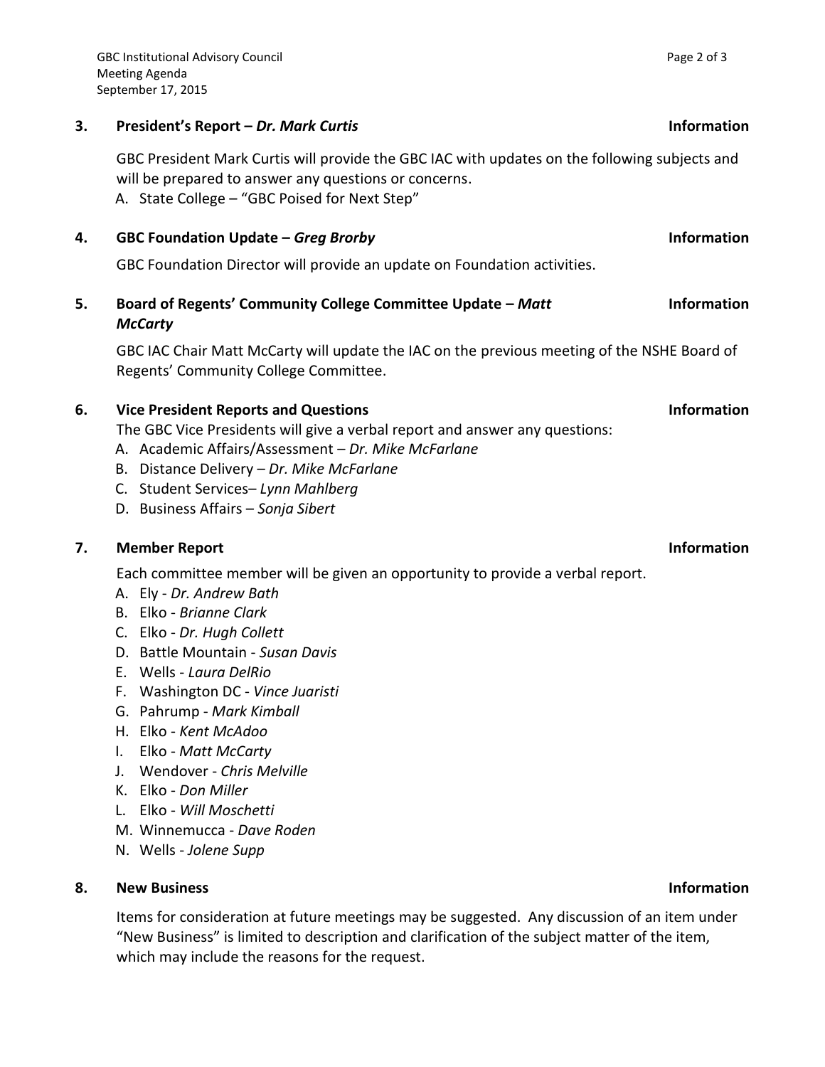**3. President's Report – *Dr. Mark Curtis*** **Information**

GBC President Mark Curtis will provide the GBC IAC with updates on the following subjects and will be prepared to answer any questions or concerns.

A. State College – "GBC Poised for Next Step"

**4. GBC Foundation Update – *Greg Brorby*** **Information**

GBC Foundation Director will provide an update on Foundation activities.

**5. Board of Regents' Community College Committee Update – *Matt McCarty*** **Information**

GBC IAC Chair Matt McCarty will update the IAC on the previous meeting of the NSHE Board of Regents' Community College Committee.

**6. Vice President Reports and Questions** **Information**

The GBC Vice Presidents will give a verbal report and answer any questions:

A. Academic Affairs/Assessment – *Dr. Mike McFarlane*
B. Distance Delivery – *Dr. Mike McFarlane*
C. Student Services– *Lynn Mahlberg*
D. Business Affairs – *Sonja Sibert*

**7. Member Report** **Information**

Each committee member will be given an opportunity to provide a verbal report.

A. Ely - *Dr. Andrew Bath*
B. Elko - *Brianne Clark*
C. Elko - *Dr. Hugh Collett*
D. Battle Mountain - *Susan Davis*
E. Wells - *Laura DelRio*
F. Washington DC - *Vince Juaristi*
G. Pahrump - *Mark Kimball*
H. Elko - *Kent McAdoo*
I. Elko - *Matt McCarty*
J. Wendover - *Chris Melville*
K. Elko - *Don Miller*
L. Elko - *Will Moschetti*
M. Winnemucca - *Dave Roden*
N. Wells - *Jolene Supp*

**8. New Business** **Information**

Items for consideration at future meetings may be suggested. Any discussion of an item under "New Business" is limited to description and clarification of the subject matter of the item, which may include the reasons for the request.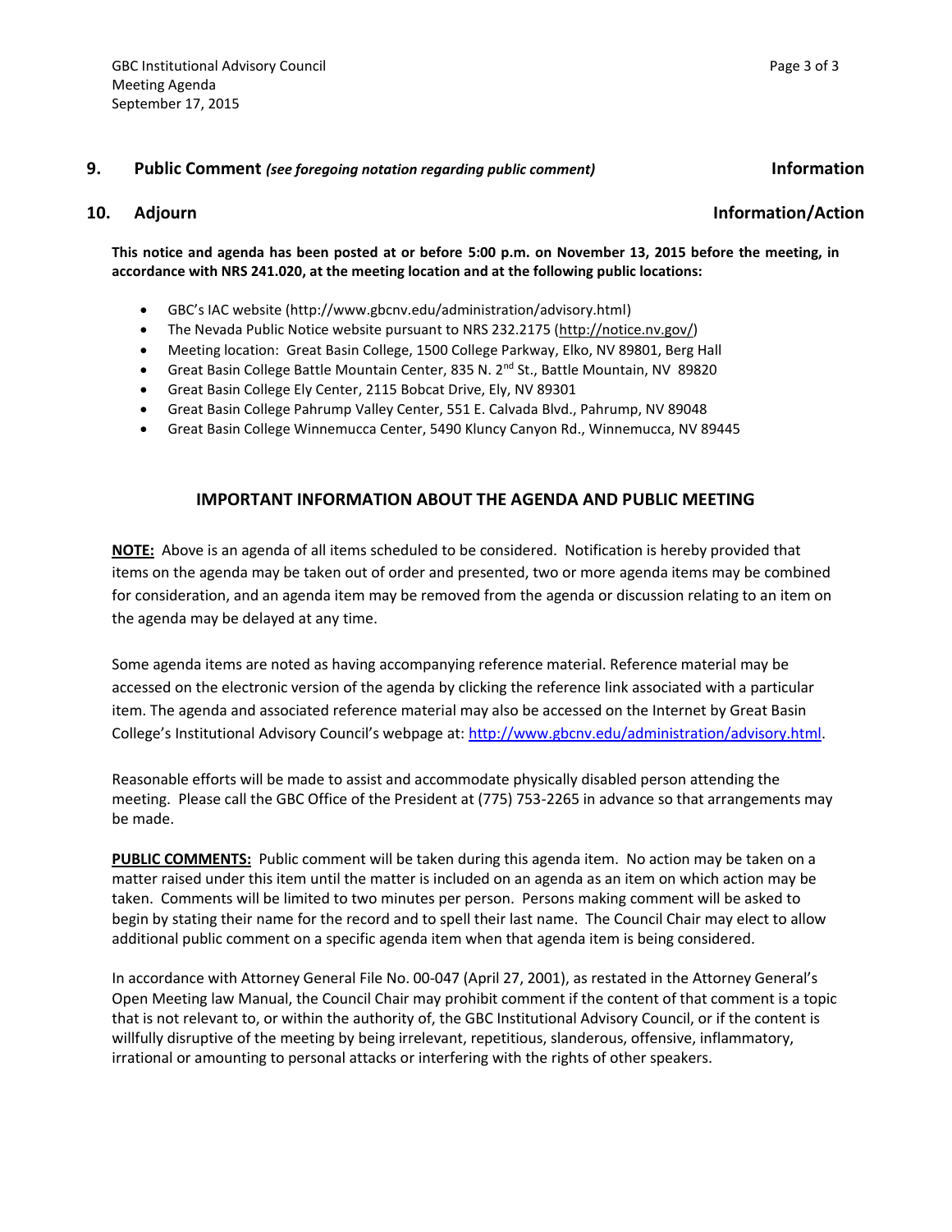**9. Public Comment** ***(see foregoing notation regarding public comment)*** **Information**

**10. Adjourn** **Information/Action**

**This notice and agenda has been posted at or before 5:00 p.m. on November 13, 2015 before the meeting, in accordance with NRS 241.020, at the meeting location and at the following public locations:**

- GBC's IAC website (http://www.gbcnv.edu/administration/advisory.html)
- The Nevada Public Notice website pursuant to NRS 232.2175 (http://notice.nv.gov/)
- Meeting location: Great Basin College, 1500 College Parkway, Elko, NV 89801, Berg Hall
- Great Basin College Battle Mountain Center, 835 N. 2nd St., Battle Mountain, NV 89820
- Great Basin College Ely Center, 2115 Bobcat Drive, Ely, NV 89301
- Great Basin College Pahrump Valley Center, 551 E. Calvada Blvd., Pahrump, NV 89048
- Great Basin College Winnemucca Center, 5490 Kluncy Canyon Rd., Winnemucca, NV 89445

## IMPORTANT INFORMATION ABOUT THE AGENDA AND PUBLIC MEETING

**NOTE:** Above is an agenda of all items scheduled to be considered. Notification is hereby provided that items on the agenda may be taken out of order and presented, two or more agenda items may be combined for consideration, and an agenda item may be removed from the agenda or discussion relating to an item on the agenda may be delayed at any time.

Some agenda items are noted as having accompanying reference material. Reference material may be accessed on the electronic version of the agenda by clicking the reference link associated with a particular item. The agenda and associated reference material may also be accessed on the Internet by Great Basin College's Institutional Advisory Council's webpage at: http://www.gbcnv.edu/administration/advisory.html.

Reasonable efforts will be made to assist and accommodate physically disabled person attending the meeting. Please call the GBC Office of the President at (775) 753-2265 in advance so that arrangements may be made.

**PUBLIC COMMENTS:** Public comment will be taken during this agenda item. No action may be taken on a matter raised under this item until the matter is included on an agenda as an item on which action may be taken. Comments will be limited to two minutes per person. Persons making comment will be asked to begin by stating their name for the record and to spell their last name. The Council Chair may elect to allow additional public comment on a specific agenda item when that agenda item is being considered.

In accordance with Attorney General File No. 00-047 (April 27, 2001), as restated in the Attorney General's Open Meeting law Manual, the Council Chair may prohibit comment if the content of that comment is a topic that is not relevant to, or within the authority of, the GBC Institutional Advisory Council, or if the content is willfully disruptive of the meeting by being irrelevant, repetitious, slanderous, offensive, inflammatory, irrational or amounting to personal attacks or interfering with the rights of other speakers.